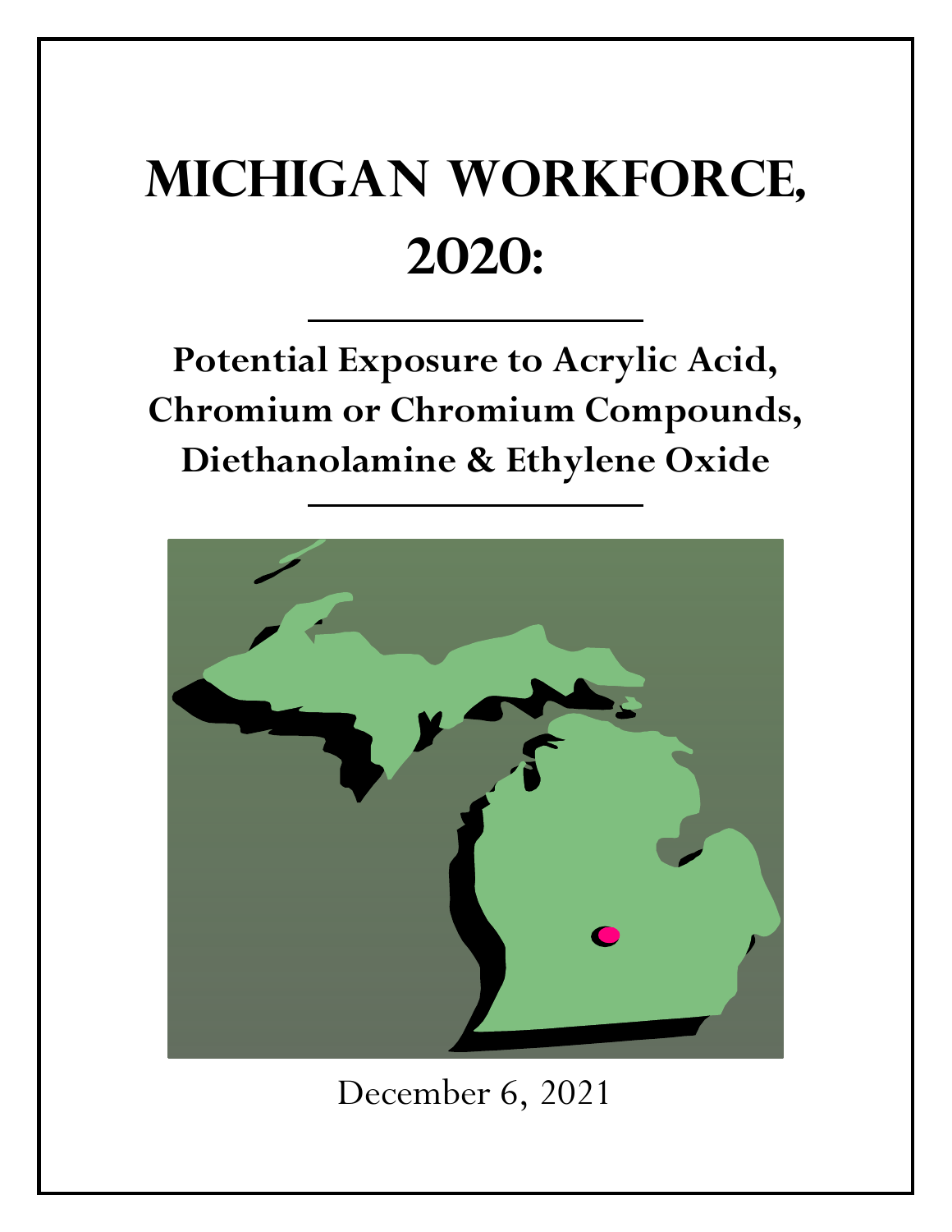# MICHIGAN WORKFORCE, 2020:

## Potential Exposure to Acrylic Acid, Chromium or Chromium Compounds, Diethanolamine & Ethylene Oxide

December 6, 2021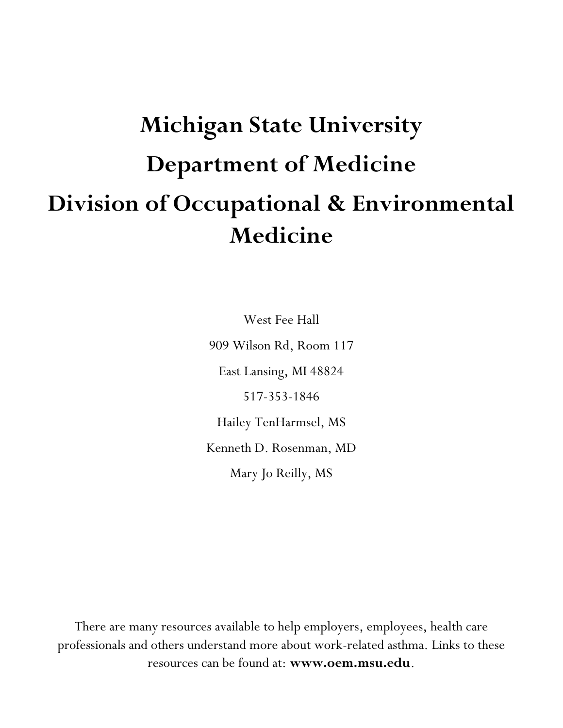# Michigan State University

# Department of Medicine

# Division of Occupational & Environmental Medicine

West Fee Hall

909 Wilson Rd, Room 117

East Lansing, MI 48824

517-353-1846

Hailey TenHarmsel, MS

Kenneth D. Rosenman, MD

Mary Jo Reilly, MS

There are many resources available to help employers, employees, health care professionals and others understand more about work-related asthma. Links to these resources can be found at: **www.oem.msu.edu**.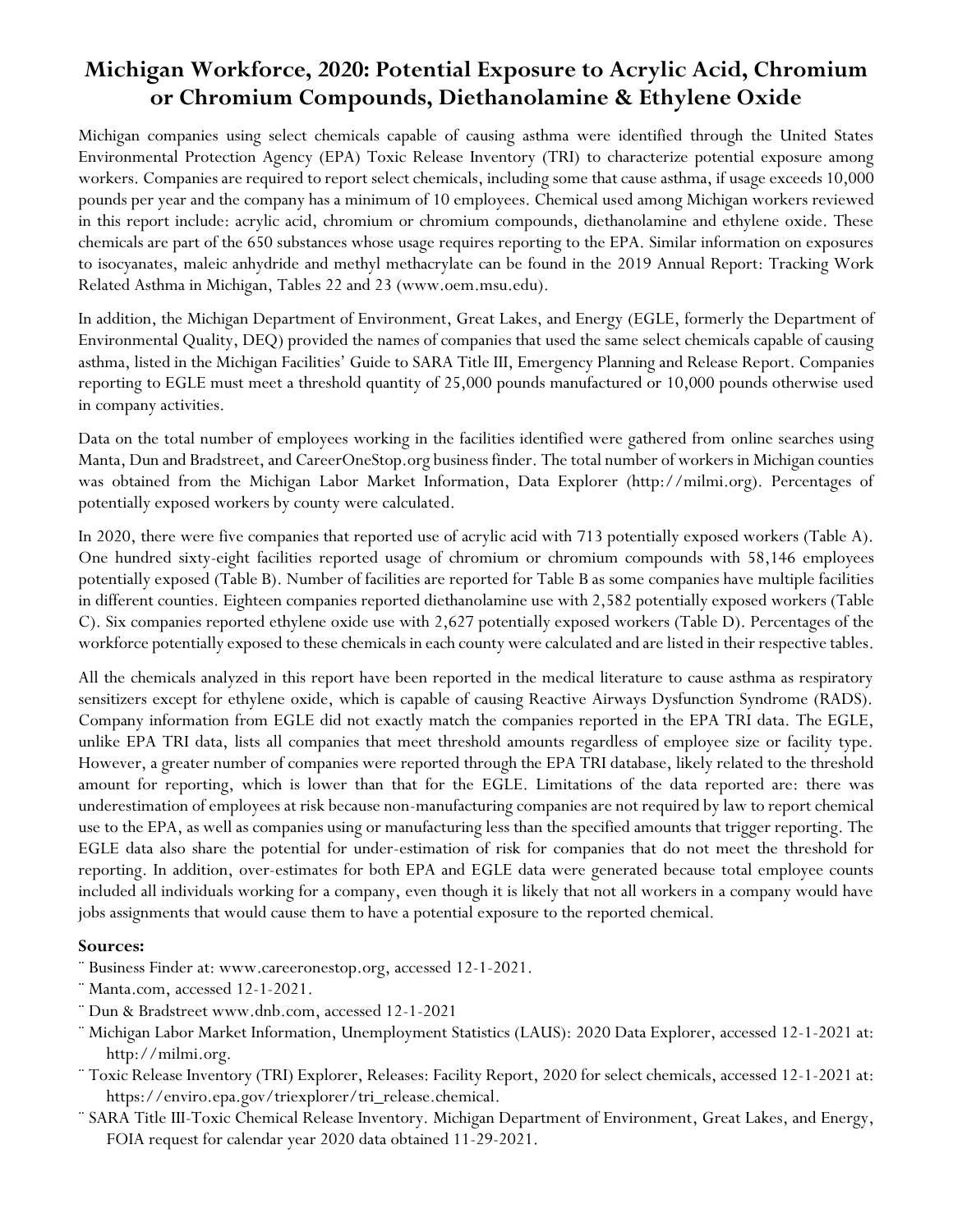# Michigan Workforce, 2020: Potential Exposure to Acrylic Acid, Chromium or Chromium Compounds, Diethanolamine & Ethylene Oxide

Michigan companies using select chemicals capable of causing asthma were identified through the United States Environmental Protection Agency (EPA) Toxic Release Inventory (TRI) to characterize potential exposure among workers. Companies are required to report select chemicals, including some that cause asthma, if usage exceeds 10,000 pounds per year and the company has a minimum of 10 employees. Chemical used among Michigan workers reviewed in this report include: acrylic acid, chromium or chromium compounds, diethanolamine and ethylene oxide. These chemicals are part of the 650 substances whose usage requires reporting to the EPA. Similar information on exposures to isocyanates, maleic anhydride and methyl methacrylate can be found in the 2019 Annual Report: Tracking Work Related Asthma in Michigan, Tables 22 and 23 (www.oem.msu.edu).

In addition, the Michigan Department of Environment, Great Lakes, and Energy (EGLE, formerly the Department of Environmental Quality, DEQ) provided the names of companies that used the same select chemicals capable of causing asthma, listed in the Michigan Facilities' Guide to SARA Title III, Emergency Planning and Release Report. Companies reporting to EGLE must meet a threshold quantity of 25,000 pounds manufactured or 10,000 pounds otherwise used in company activities.

Data on the total number of employees working in the facilities identified were gathered from online searches using Manta, Dun and Bradstreet, and CareerOneStop.org business finder. The total number of workers in Michigan counties was obtained from the Michigan Labor Market Information, Data Explorer (http://milmi.org). Percentages of potentially exposed workers by county were calculated.

In 2020, there were five companies that reported use of acrylic acid with 713 potentially exposed workers (Table A). One hundred sixty-eight facilities reported usage of chromium or chromium compounds with 58,146 employees potentially exposed (Table B). Number of facilities are reported for Table B as some companies have multiple facilities in different counties. Eighteen companies reported diethanolamine use with 2,582 potentially exposed workers (Table C). Six companies reported ethylene oxide use with 2,627 potentially exposed workers (Table D). Percentages of the workforce potentially exposed to these chemicals in each county were calculated and are listed in their respective tables.

All the chemicals analyzed in this report have been reported in the medical literature to cause asthma as respiratory sensitizers except for ethylene oxide, which is capable of causing Reactive Airways Dysfunction Syndrome (RADS). Company information from EGLE did not exactly match the companies reported in the EPA TRI data. The EGLE, unlike EPA TRI data, lists all companies that meet threshold amounts regardless of employee size or facility type. However, a greater number of companies were reported through the EPA TRI database, likely related to the threshold amount for reporting, which is lower than that for the EGLE. Limitations of the data reported are: there was underestimation of employees at risk because non-manufacturing companies are not required by law to report chemical use to the EPA, as well as companies using or manufacturing less than the specified amounts that trigger reporting. The EGLE data also share the potential for under-estimation of risk for companies that do not meet the threshold for reporting. In addition, over-estimates for both EPA and EGLE data were generated because total employee counts included all individuals working for a company, even though it is likely that not all workers in a company would have jobs assignments that would cause them to have a potential exposure to the reported chemical.

**Sources:**

- Business Finder at: www.careeronestop.org, accessed 12-1-2021.
- Manta.com, accessed 12-1-2021.
- Dun & Bradstreet www.dnb.com, accessed 12-1-2021
- Michigan Labor Market Information, Unemployment Statistics (LAUS): 2020 Data Explorer, accessed 12-1-2021 at: http://milmi.org.
- Toxic Release Inventory (TRI) Explorer, Releases: Facility Report, 2020 for select chemicals, accessed 12-1-2021 at: https://enviro.epa.gov/triexplorer/tri_release.chemical.
- SARA Title III-Toxic Chemical Release Inventory. Michigan Department of Environment, Great Lakes, and Energy, FOIA request for calendar year 2020 data obtained 11-29-2021.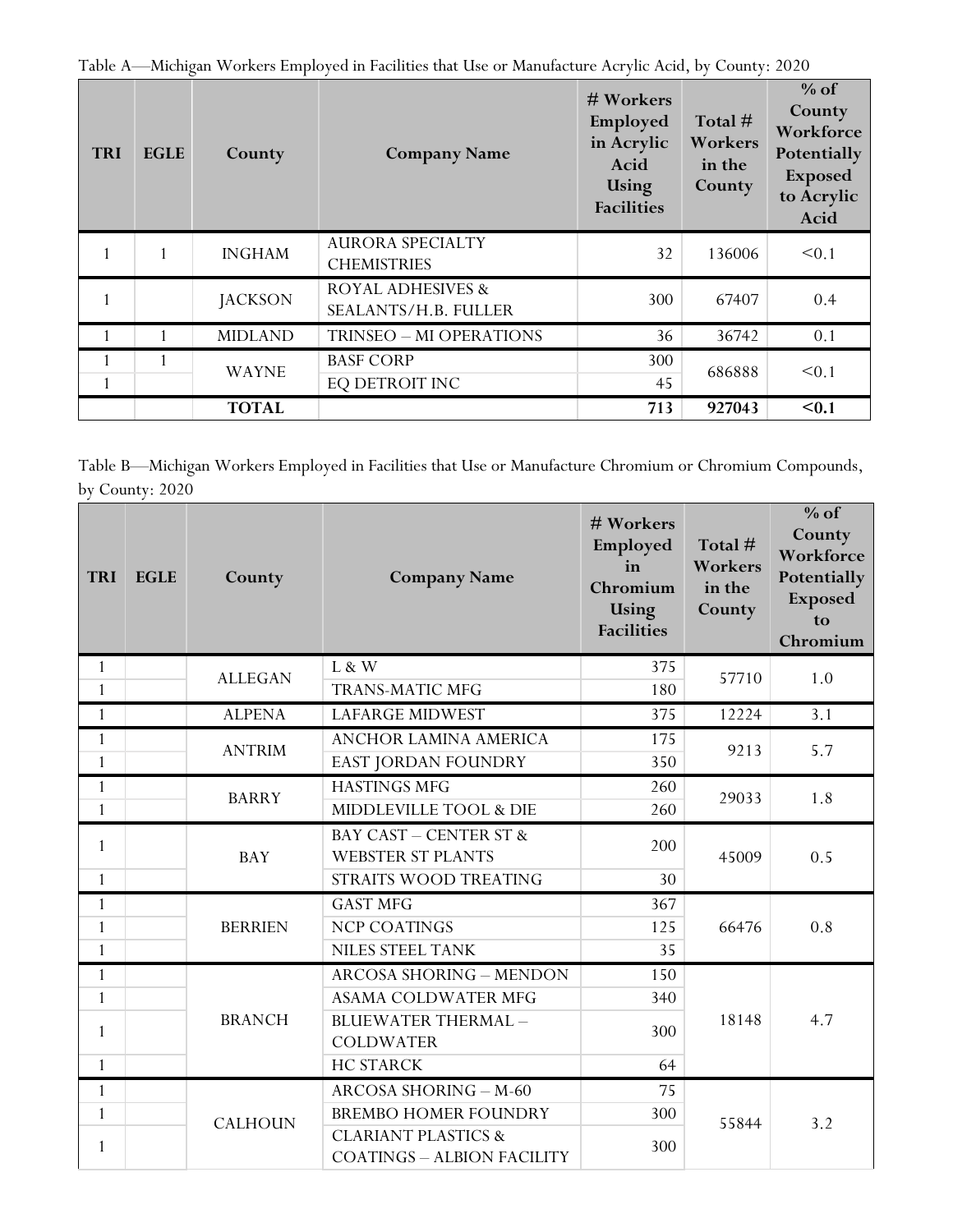Table A—Michigan Workers Employed in Facilities that Use or Manufacture Acrylic Acid, by County: 2020

| TRI | EGLE | County | Company Name | # Workers Employed in Acrylic Acid Using Facilities | Total # Workers in the County | % of County Workforce Potentially Exposed to Acrylic Acid |
|---|---|---|---|---|---|---|
| 1 | 1 | INGHAM | AURORA SPECIALTY CHEMISTRIES | 32 | 136006 | <0.1 |
| 1 | | JACKSON | ROYAL ADHESIVES & SEALANTS/H.B. FULLER | 300 | 67407 | 0.4 |
| 1 | 1 | MIDLAND | TRINSEO – MI OPERATIONS | 36 | 36742 | 0.1 |
| 1 | 1 | WAYNE | BASF CORP | 300 | 686888 | <0.1 |
| 1 | | | EQ DETROIT INC | 45 | | |
| | | **TOTAL** | | **713** | **927043** | **<0.1** |

Table B—Michigan Workers Employed in Facilities that Use or Manufacture Chromium or Chromium Compounds, by County: 2020

| TRI | EGLE | County | Company Name | # Workers Employed in Chromium Using Facilities | Total # Workers in the County | % of County Workforce Potentially Exposed to Chromium |
|---|---|---|---|---|---|---|
| 1 | | ALLEGAN | L & W | 375 | 57710 | 1.0 |
| 1 | | | TRANS-MATIC MFG | 180 | | |
| 1 | | ALPENA | LAFARGE MIDWEST | 375 | 12224 | 3.1 |
| 1 | | ANTRIM | ANCHOR LAMINA AMERICA | 175 | 9213 | 5.7 |
| 1 | | | EAST JORDAN FOUNDRY | 350 | | |
| 1 | | BARRY | HASTINGS MFG | 260 | 29033 | 1.8 |
| 1 | | | MIDDLEVILLE TOOL & DIE | 260 | | |
| 1 | | BAY | BAY CAST – CENTER ST & WEBSTER ST PLANTS | 200 | 45009 | 0.5 |
| 1 | | | STRAITS WOOD TREATING | 30 | | |
| 1 | | BERRIEN | GAST MFG | 367 | 66476 | 0.8 |
| 1 | | | NCP COATINGS | 125 | | |
| 1 | | | NILES STEEL TANK | 35 | | |
| 1 | | BRANCH | ARCOSA SHORING – MENDON | 150 | 18148 | 4.7 |
| 1 | | | ASAMA COLDWATER MFG | 340 | | |
| 1 | | | BLUEWATER THERMAL – COLDWATER | 300 | | |
| 1 | | | HC STARCK | 64 | | |
| 1 | | CALHOUN | ARCOSA SHORING – M-60 | 75 | 55844 | 3.2 |
| 1 | | | BREMBO HOMER FOUNDRY | 300 | | |
| 1 | | | CLARIANT PLASTICS & COATINGS – ALBION FACILITY | 300 | | |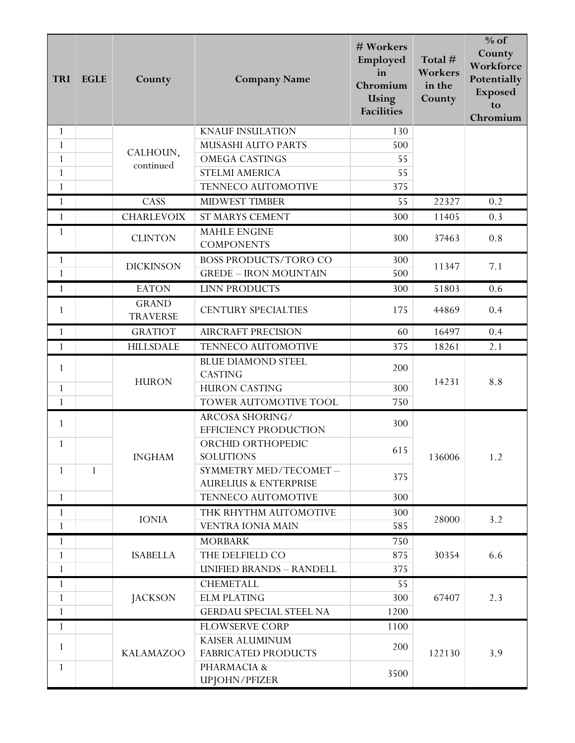| TRI | EGLE | County | Company Name | # Workers Employed in Chromium Using Facilities | Total # Workers in the County | % of County Workforce Potentially Exposed to Chromium |
|---|---|---|---|---|---|---|
| 1 | | CALHOUN, continued | KNAUF INSULATION | 130 | | |
| 1 | | | MUSASHI AUTO PARTS | 500 | | |
| 1 | | | OMEGA CASTINGS | 55 | | |
| 1 | | | STELMI AMERICA | 55 | | |
| 1 | | | TENNECO AUTOMOTIVE | 375 | | |
| 1 | | CASS | MIDWEST TIMBER | 55 | 22327 | 0.2 |
| 1 | | CHARLEVOIX | ST MARYS CEMENT | 300 | 11405 | 0.3 |
| 1 | | CLINTON | MAHLE ENGINE COMPONENTS | 300 | 37463 | 0.8 |
| 1 | | DICKINSON | BOSS PRODUCTS/TORO CO | 300 | 11347 | 7.1 |
| 1 | | | GREDE – IRON MOUNTAIN | 500 | | |
| 1 | | EATON | LINN PRODUCTS | 300 | 51803 | 0.6 |
| 1 | | GRAND TRAVERSE | CENTURY SPECIALTIES | 175 | 44869 | 0.4 |
| 1 | | GRATIOT | AIRCRAFT PRECISION | 60 | 16497 | 0.4 |
| 1 | | HILLSDALE | TENNECO AUTOMOTIVE | 375 | 18261 | 2.1 |
| 1 | | HURON | BLUE DIAMOND STEEL CASTING | 200 | 14231 | 8.8 |
| 1 | | | HURON CASTING | 300 | | |
| 1 | | | TOWER AUTOMOTIVE TOOL | 750 | | |
| 1 | | INGHAM | ARCOSA SHORING/ EFFICIENCY PRODUCTION | 300 | 136006 | 1.2 |
| 1 | | | ORCHID ORTHOPEDIC SOLUTIONS | 615 | | |
| 1 | 1 | | SYMMETRY MED/TECOMET – AURELIUS & ENTERPRISE | 375 | | |
| 1 | | | TENNECO AUTOMOTIVE | 300 | | |
| 1 | | IONIA | THK RHYTHM AUTOMOTIVE | 300 | 28000 | 3.2 |
| 1 | | | VENTRA IONIA MAIN | 585 | | |
| 1 | | ISABELLA | MORBARK | 750 | 30354 | 6.6 |
| 1 | | | THE DELFIELD CO | 875 | | |
| 1 | | | UNIFIED BRANDS – RANDELL | 375 | | |
| 1 | | JACKSON | CHEMETALL | 55 | 67407 | 2.3 |
| 1 | | | ELM PLATING | 300 | | |
| 1 | | | GERDAU SPECIAL STEEL NA | 1200 | | |
| 1 | | KALAMAZOO | FLOWSERVE CORP | 1100 | 122130 | 3.9 |
| 1 | | | KAISER ALUMINUM FABRICATED PRODUCTS | 200 | | |
| 1 | | | PHARMACIA & UPJOHN/PFIZER | 3500 | | |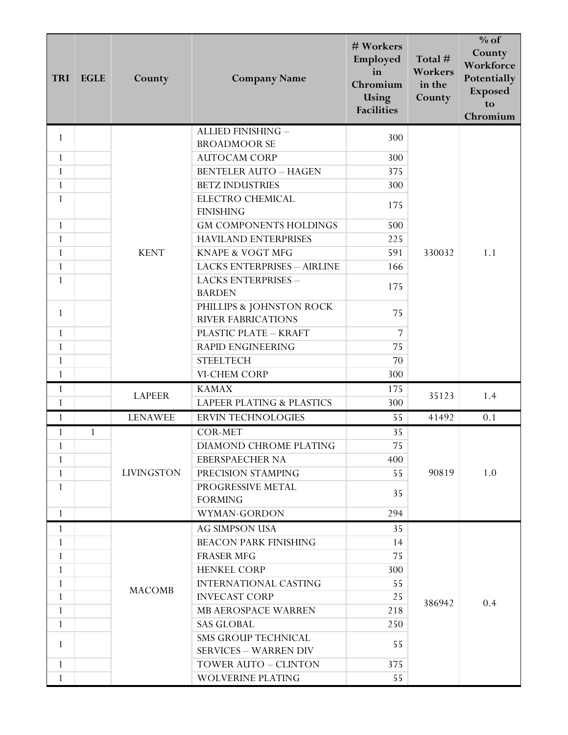| TRI | EGLE | County | Company Name | # Workers Employed in Chromium Using Facilities | Total # Workers in the County | % of County Workforce Potentially Exposed to Chromium |
|---|---|---|---|---|---|---|
| 1 | | KENT | ALLIED FINISHING – BROADMOOR SE | 300 | 330032 | 1.1 |
| 1 | | | AUTOCAM CORP | 300 | | |
| 1 | | | BENTELER AUTO – HAGEN | 375 | | |
| 1 | | | BETZ INDUSTRIES | 300 | | |
| 1 | | | ELECTRO CHEMICAL FINISHING | 175 | | |
| 1 | | | GM COMPONENTS HOLDINGS | 500 | | |
| 1 | | | HAVILAND ENTERPRISES | 225 | | |
| 1 | | | KNAPE & VOGT MFG | 591 | | |
| 1 | | | LACKS ENTERPRISES – AIRLINE | 166 | | |
| 1 | | | LACKS ENTERPRISES – BARDEN | 175 | | |
| 1 | | | PHILLIPS & JOHNSTON ROCK RIVER FABRICATIONS | 75 | | |
| 1 | | | PLASTIC PLATE – KRAFT | 7 | | |
| 1 | | | RAPID ENGINEERING | 75 | | |
| 1 | | | STEELTECH | 70 | | |
| 1 | | | VI-CHEM CORP | 300 | | |
| 1 | | LAPEER | KAMAX | 175 | 35123 | 1.4 |
| 1 | | | LAPEER PLATING & PLASTICS | 300 | | |
| 1 | | LENAWEE | ERVIN TECHNOLOGIES | 55 | 41492 | 0.1 |
| 1 | 1 | LIVINGSTON | COR-MET | 35 | 90819 | 1.0 |
| 1 | | | DIAMOND CHROME PLATING | 75 | | |
| 1 | | | EBERSPAECHER NA | 400 | | |
| 1 | | | PRECISION STAMPING | 55 | | |
| 1 | | | PROGRESSIVE METAL FORMING | 35 | | |
| 1 | | | WYMAN-GORDON | 294 | | |
| 1 | | MACOMB | AG SIMPSON USA | 35 | 386942 | 0.4 |
| 1 | | | BEACON PARK FINISHING | 14 | | |
| 1 | | | FRASER MFG | 75 | | |
| 1 | | | HENKEL CORP | 300 | | |
| 1 | | | INTERNATIONAL CASTING | 55 | | |
| 1 | | | INVECAST CORP | 25 | | |
| 1 | | | MB AEROSPACE WARREN | 218 | | |
| 1 | | | SAS GLOBAL | 250 | | |
| 1 | | | SMS GROUP TECHNICAL SERVICES – WARREN DIV | 55 | | |
| 1 | | | TOWER AUTO – CLINTON | 375 | | |
| 1 | | | WOLVERINE PLATING | 55 | | |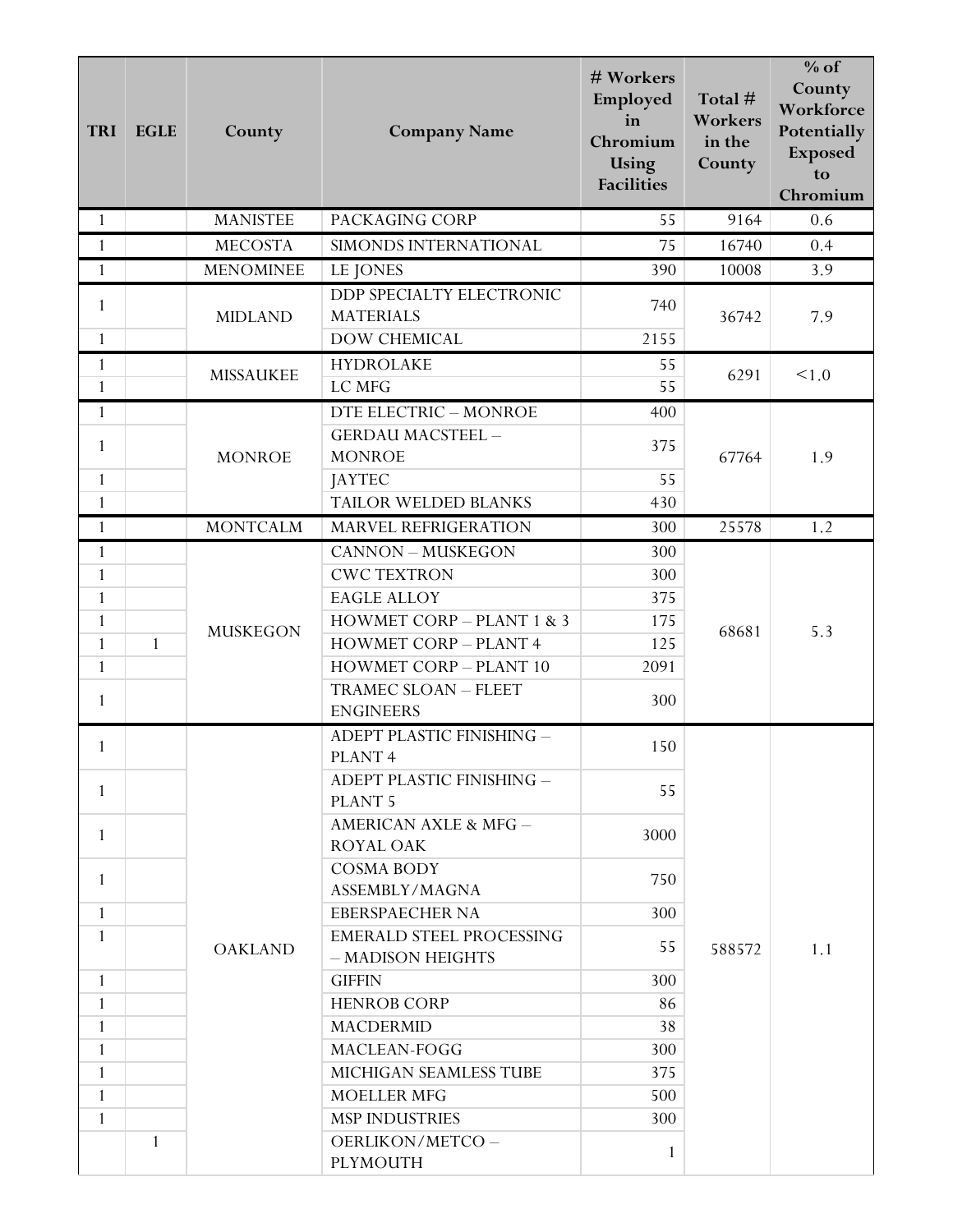| TRI | EGLE | County | Company Name | # Workers Employed in Chromium Using Facilities | Total # Workers in the County | % of County Workforce Potentially Exposed to Chromium |
|---|---|---|---|---|---|---|
| 1 | | MANISTEE | PACKAGING CORP | 55 | 9164 | 0.6 |
| 1 | | MECOSTA | SIMONDS INTERNATIONAL | 75 | 16740 | 0.4 |
| 1 | | MENOMINEE | LE JONES | 390 | 10008 | 3.9 |
| 1 | | MIDLAND | DDP SPECIALTY ELECTRONIC MATERIALS | 740 | 36742 | 7.9 |
| 1 | | | DOW CHEMICAL | 2155 | | |
| 1 | | MISSAUKEE | HYDROLAKE | 55 | 6291 | <1.0 |
| 1 | | | LC MFG | 55 | | |
| 1 | | MONROE | DTE ELECTRIC – MONROE | 400 | 67764 | 1.9 |
| 1 | | | GERDAU MACSTEEL – MONROE | 375 | | |
| 1 | | | JAYTEC | 55 | | |
| 1 | | | TAILOR WELDED BLANKS | 430 | | |
| 1 | | MONTCALM | MARVEL REFRIGERATION | 300 | 25578 | 1.2 |
| 1 | | MUSKEGON | CANNON – MUSKEGON | 300 | 68681 | 5.3 |
| 1 | | | CWC TEXTRON | 300 | | |
| 1 | | | EAGLE ALLOY | 375 | | |
| 1 | | | HOWMET CORP – PLANT 1 & 3 | 175 | | |
| 1 | 1 | | HOWMET CORP – PLANT 4 | 125 | | |
| 1 | | | HOWMET CORP – PLANT 10 | 2091 | | |
| 1 | | | TRAMEC SLOAN – FLEET ENGINEERS | 300 | | |
| 1 | | OAKLAND | ADEPT PLASTIC FINISHING – PLANT 4 | 150 | 588572 | 1.1 |
| 1 | | | ADEPT PLASTIC FINISHING – PLANT 5 | 55 | | |
| 1 | | | AMERICAN AXLE & MFG – ROYAL OAK | 3000 | | |
| 1 | | | COSMA BODY ASSEMBLY/MAGNA | 750 | | |
| 1 | | | EBERSPAECHER NA | 300 | | |
| 1 | | | EMERALD STEEL PROCESSING – MADISON HEIGHTS | 55 | | |
| 1 | | | GIFFIN | 300 | | |
| 1 | | | HENROB CORP | 86 | | |
| 1 | | | MACDERMID | 38 | | |
| 1 | | | MACLEAN-FOGG | 300 | | |
| 1 | | | MICHIGAN SEAMLESS TUBE | 375 | | |
| 1 | | | MOELLER MFG | 500 | | |
| 1 | | | MSP INDUSTRIES | 300 | | |
| | 1 | | OERLIKON/METCO – PLYMOUTH | 1 | | |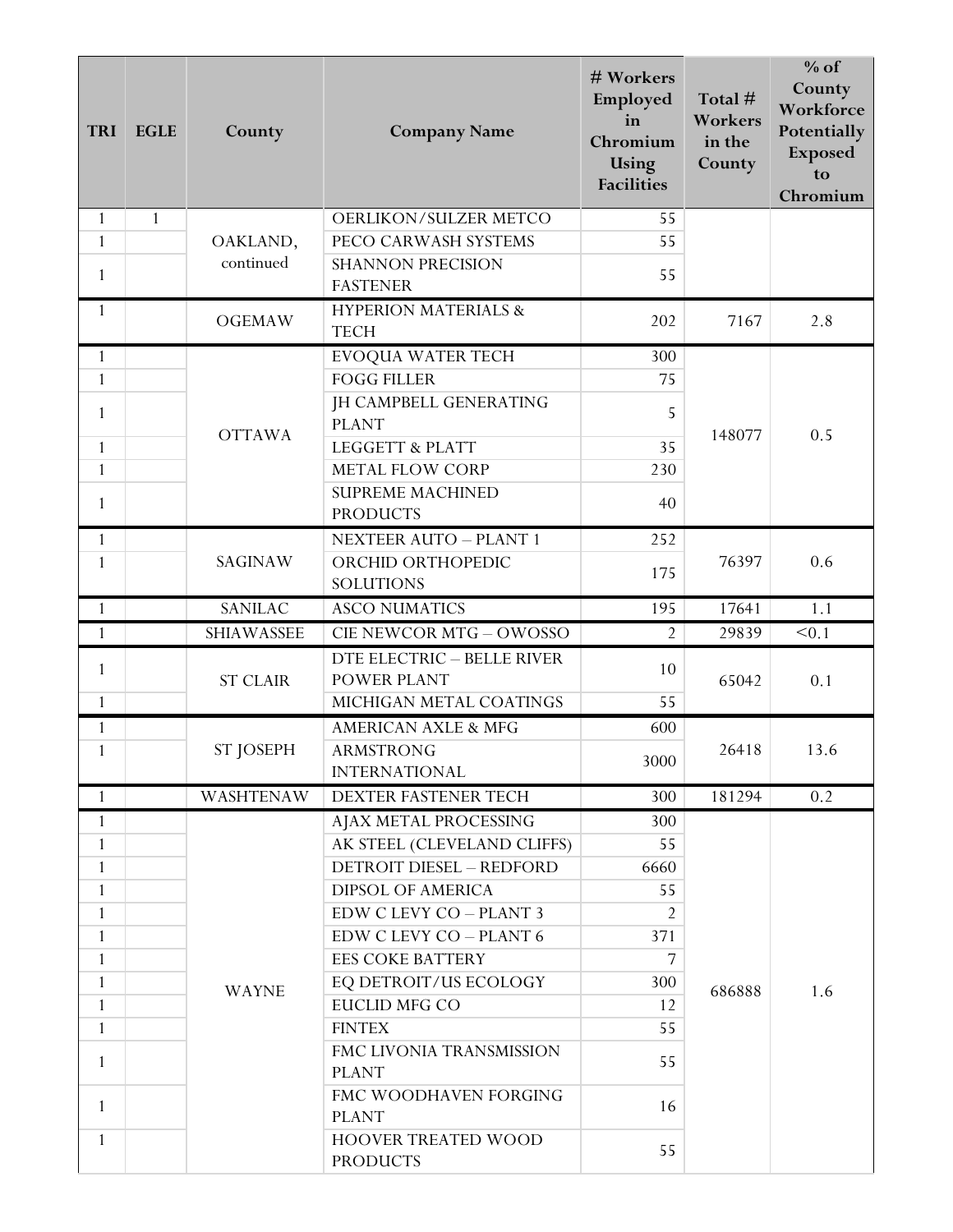| TRI | EGLE | County | Company Name | # Workers Employed in Chromium Using Facilities | Total # Workers in the County | % of County Workforce Potentially Exposed to Chromium |
|---|---|---|---|---|---|---|
| 1 | 1 | OAKLAND, continued | OERLIKON/SULZER METCO | 55 | | |
| 1 | | | PECO CARWASH SYSTEMS | 55 | | |
| 1 | | | SHANNON PRECISION FASTENER | 55 | | |
| 1 | | OGEMAW | HYPERION MATERIALS & TECH | 202 | 7167 | 2.8 |
| 1 | | OTTAWA | EVOQUA WATER TECH | 300 | 148077 | 0.5 |
| 1 | | | FOGG FILLER | 75 | | |
| 1 | | | JH CAMPBELL GENERATING PLANT | 5 | | |
| 1 | | | LEGGETT & PLATT | 35 | | |
| 1 | | | METAL FLOW CORP | 230 | | |
| 1 | | | SUPREME MACHINED PRODUCTS | 40 | | |
| 1 | | SAGINAW | NEXTEER AUTO – PLANT 1 | 252 | 76397 | 0.6 |
| 1 | | | ORCHID ORTHOPEDIC SOLUTIONS | 175 | | |
| 1 | | SANILAC | ASCO NUMATICS | 195 | 17641 | 1.1 |
| 1 | | SHIAWASSEE | CIE NEWCOR MTG – OWOSSO | 2 | 29839 | <0.1 |
| 1 | | ST CLAIR | DTE ELECTRIC – BELLE RIVER POWER PLANT | 10 | 65042 | 0.1 |
| 1 | | | MICHIGAN METAL COATINGS | 55 | | |
| 1 | | ST JOSEPH | AMERICAN AXLE & MFG | 600 | 26418 | 13.6 |
| 1 | | | ARMSTRONG INTERNATIONAL | 3000 | | |
| 1 | | WASHTENAW | DEXTER FASTENER TECH | 300 | 181294 | 0.2 |
| 1 | | WAYNE | AJAX METAL PROCESSING | 300 | 686888 | 1.6 |
| 1 | | | AK STEEL (CLEVELAND CLIFFS) | 55 | | |
| 1 | | | DETROIT DIESEL – REDFORD | 6660 | | |
| 1 | | | DIPSOL OF AMERICA | 55 | | |
| 1 | | | EDW C LEVY CO – PLANT 3 | 2 | | |
| 1 | | | EDW C LEVY CO – PLANT 6 | 371 | | |
| 1 | | | EES COKE BATTERY | 7 | | |
| 1 | | | EQ DETROIT/US ECOLOGY | 300 | | |
| 1 | | | EUCLID MFG CO | 12 | | |
| 1 | | | FINTEX | 55 | | |
| 1 | | | FMC LIVONIA TRANSMISSION PLANT | 55 | | |
| 1 | | | FMC WOODHAVEN FORGING PLANT | 16 | | |
| 1 | | | HOOVER TREATED WOOD PRODUCTS | 55 | | |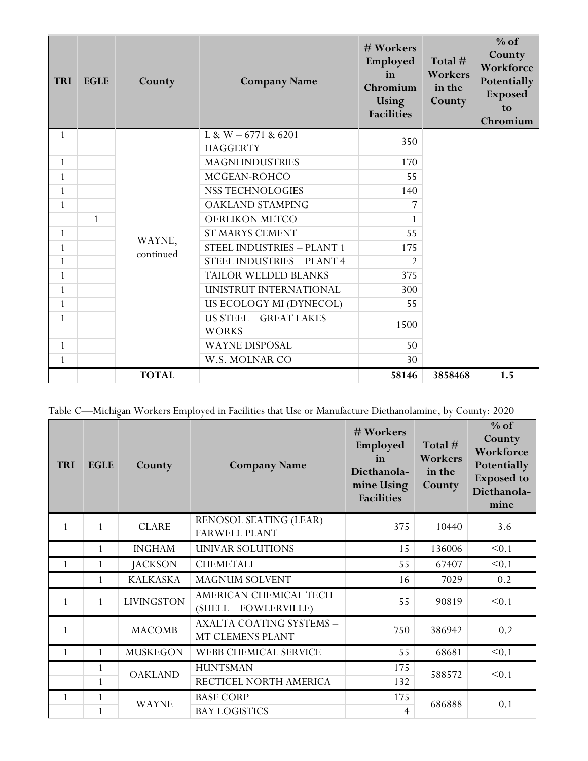| TRI | EGLE | County | Company Name | # Workers Employed in Chromium Using Facilities | Total # Workers in the County | % of County Workforce Potentially Exposed to Chromium |
|---|---|---|---|---|---|---|
| 1 | | WAYNE, continued | L & W – 6771 & 6201 HAGGERTY | 350 | | |
| 1 | | | MAGNI INDUSTRIES | 170 | | |
| 1 | | | MCGEAN-ROHCO | 55 | | |
| 1 | | | NSS TECHNOLOGIES | 140 | | |
| 1 | | | OAKLAND STAMPING | 7 | | |
| | 1 | | OERLIKON METCO | 1 | | |
| 1 | | | ST MARYS CEMENT | 55 | | |
| 1 | | | STEEL INDUSTRIES – PLANT 1 | 175 | | |
| 1 | | | STEEL INDUSTRIES – PLANT 4 | 2 | | |
| 1 | | | TAILOR WELDED BLANKS | 375 | | |
| 1 | | | UNISTRUT INTERNATIONAL | 300 | | |
| 1 | | | US ECOLOGY MI (DYNECOL) | 55 | | |
| 1 | | | US STEEL – GREAT LAKES WORKS | 1500 | | |
| 1 | | | WAYNE DISPOSAL | 50 | | |
| 1 | | | W.S. MOLNAR CO | 30 | | |
| | | **TOTAL** | | **58146** | **3858468** | **1.5** |

Table C—Michigan Workers Employed in Facilities that Use or Manufacture Diethanolamine, by County: 2020

| TRI | EGLE | County | Company Name | # Workers Employed in Diethanola-mine Using Facilities | Total # Workers in the County | % of County Workforce Potentially Exposed to Diethanola-mine |
|---|---|---|---|---|---|---|
| 1 | 1 | CLARE | RENOSOL SEATING (LEAR) – FARWELL PLANT | 375 | 10440 | 3.6 |
| | 1 | INGHAM | UNIVAR SOLUTIONS | 15 | 136006 | <0.1 |
| 1 | 1 | JACKSON | CHEMETALL | 55 | 67407 | <0.1 |
| | 1 | KALKASKA | MAGNUM SOLVENT | 16 | 7029 | 0.2 |
| 1 | 1 | LIVINGSTON | AMERICAN CHEMICAL TECH (SHELL – FOWLERVILLE) | 55 | 90819 | <0.1 |
| 1 | | MACOMB | AXALTA COATING SYSTEMS – MT CLEMENS PLANT | 750 | 386942 | 0.2 |
| 1 | 1 | MUSKEGON | WEBB CHEMICAL SERVICE | 55 | 68681 | <0.1 |
| | 1 | OAKLAND | HUNTSMAN | 175 | 588572 | <0.1 |
| | 1 | | RECTICEL NORTH AMERICA | 132 | | |
| 1 | 1 | WAYNE | BASF CORP | 175 | 686888 | 0.1 |
| | 1 | | BAY LOGISTICS | 4 | | |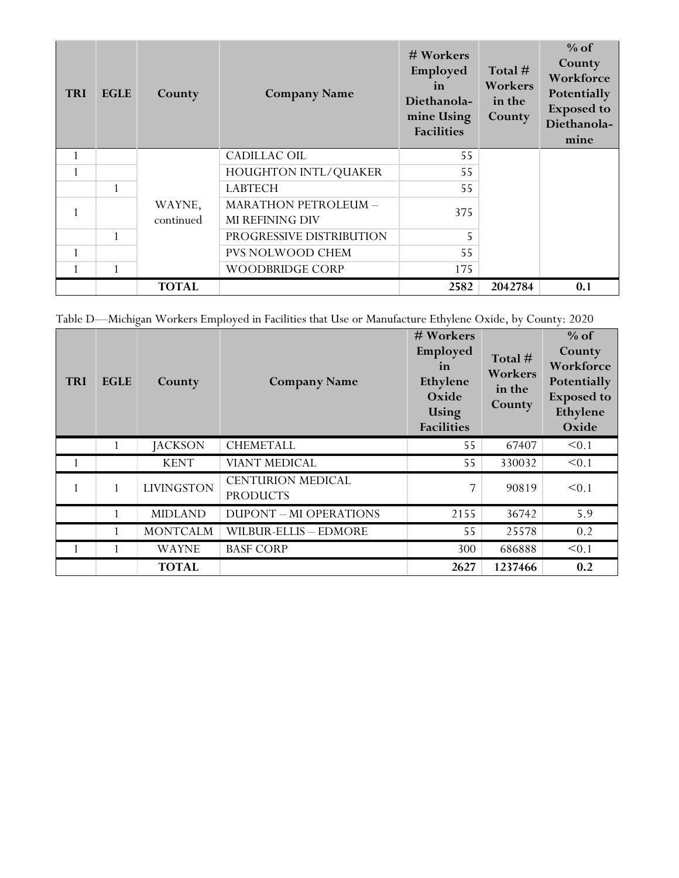| TRI | EGLE | County | Company Name | # Workers Employed in Diethanolamine Using Facilities | Total # Workers in the County | % of County Workforce Potentially Exposed to Diethanolamine |
|---|---|---|---|---|---|---|
| 1 | | WAYNE, continued | CADILLAC OIL | 55 | | |
| 1 | | | HOUGHTON INTL/QUAKER | 55 | | |
| | 1 | | LABTECH | 55 | | |
| 1 | | | MARATHON PETROLEUM – MI REFINING DIV | 375 | | |
| | 1 | | PROGRESSIVE DISTRIBUTION | 5 | | |
| 1 | | | PVS NOLWOOD CHEM | 55 | | |
| 1 | 1 | | WOODBRIDGE CORP | 175 | | |
| | | **TOTAL** | | **2582** | **2042784** | **0.1** |

Table D—Michigan Workers Employed in Facilities that Use or Manufacture Ethylene Oxide, by County: 2020

| TRI | EGLE | County | Company Name | # Workers Employed in Ethylene Oxide Using Facilities | Total # Workers in the County | % of County Workforce Potentially Exposed to Ethylene Oxide |
|---|---|---|---|---|---|---|
| | 1 | JACKSON | CHEMETALL | 55 | 67407 | <0.1 |
| 1 | | KENT | VIANT MEDICAL | 55 | 330032 | <0.1 |
| 1 | 1 | LIVINGSTON | CENTURION MEDICAL PRODUCTS | 7 | 90819 | <0.1 |
| | 1 | MIDLAND | DUPONT – MI OPERATIONS | 2155 | 36742 | 5.9 |
| | 1 | MONTCALM | WILBUR-ELLIS – EDMORE | 55 | 25578 | 0.2 |
| 1 | 1 | WAYNE | BASF CORP | 300 | 686888 | <0.1 |
| | | **TOTAL** | | **2627** | **1237466** | **0.2** |